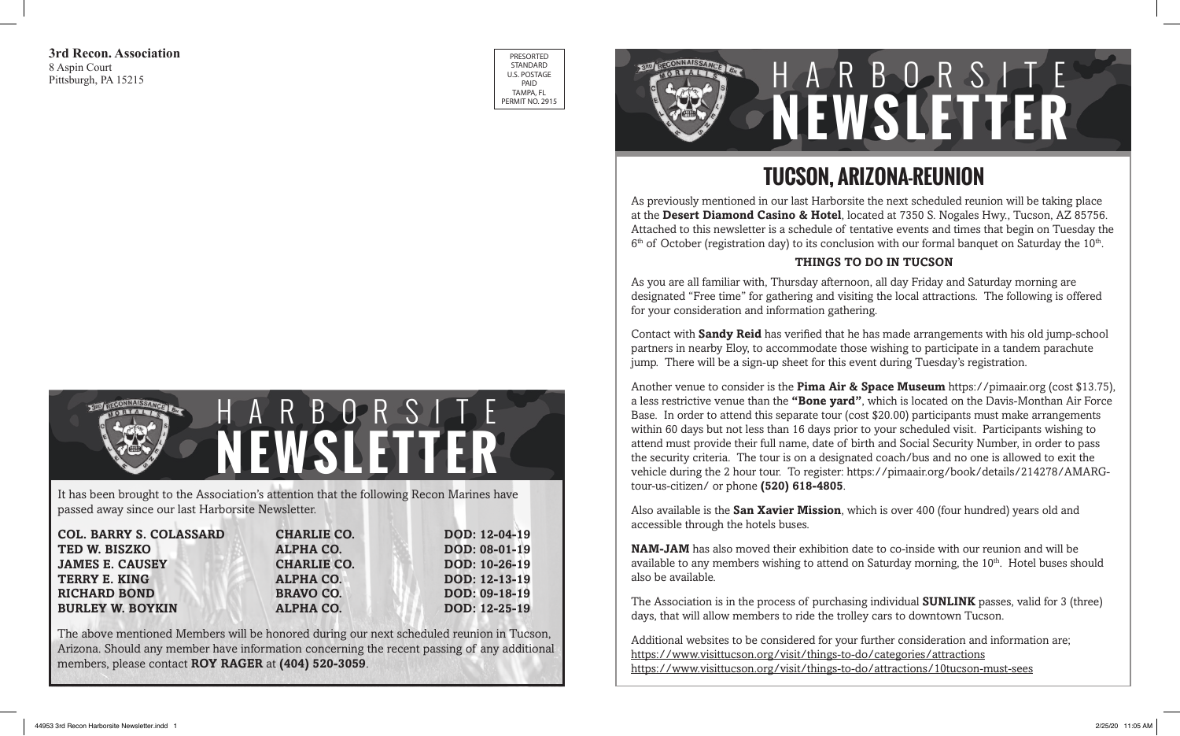**3rd Recon. Association**
8 Aspin Court
Pittsburgh, PA 15215

PRESORTED
STANDARD
U.S. POSTAGE
PAID
TAMPA, FL
PERMIT NO. 2915

# HARBORSITE NEWSLETTER

It has been brought to the Association's attention that the following Recon Marines have passed away since our last Harborsite Newsletter.

| | | |
|---|---|---|
| **COL. BARRY S. COLASSARD** | **CHARLIE CO.** | **DOD: 12-04-19** |
| **TED W. BISZKO** | **ALPHA CO.** | **DOD: 08-01-19** |
| **JAMES E. CAUSEY** | **CHARLIE CO.** | **DOD: 10-26-19** |
| **TERRY E. KING** | **ALPHA CO.** | **DOD: 12-13-19** |
| **RICHARD BOND** | **BRAVO CO.** | **DOD: 09-18-19** |
| **BURLEY W. BOYKIN** | **ALPHA CO.** | **DOD: 12-25-19** |

The above mentioned Members will be honored during our next scheduled reunion in Tucson, Arizona. Should any member have information concerning the recent passing of any additional members, please contact **ROY RAGER** at **(404) 520-3059**.

# HARBORSITE NEWSLETTER

## TUCSON, ARIZONA-REUNION

As previously mentioned in our last Harborsite the next scheduled reunion will be taking place at the **Desert Diamond Casino & Hotel**, located at 7350 S. Nogales Hwy., Tucson, AZ 85756. Attached to this newsletter is a schedule of tentative events and times that begin on Tuesday the 6th of October (registration day) to its conclusion with our formal banquet on Saturday the 10th.

### THINGS TO DO IN TUCSON

As you are all familiar with, Thursday afternoon, all day Friday and Saturday morning are designated "Free time" for gathering and visiting the local attractions. The following is offered for your consideration and information gathering.

Contact with **Sandy Reid** has verified that he has made arrangements with his old jump-school partners in nearby Eloy, to accommodate those wishing to participate in a tandem parachute jump. There will be a sign-up sheet for this event during Tuesday's registration.

Another venue to consider is the **Pima Air & Space Museum** https://pimaair.org (cost $13.75), a less restrictive venue than the **"Bone yard"**, which is located on the Davis-Monthan Air Force Base. In order to attend this separate tour (cost $20.00) participants must make arrangements within 60 days but not less than 16 days prior to your scheduled visit. Participants wishing to attend must provide their full name, date of birth and Social Security Number, in order to pass the security criteria. The tour is on a designated coach/bus and no one is allowed to exit the vehicle during the 2 hour tour. To register: https://pimaair.org/book/details/214278/AMARG-tour-us-citizen/ or phone **(520) 618-4805**.

Also available is the **San Xavier Mission**, which is over 400 (four hundred) years old and accessible through the hotels buses.

**NAM-JAM** has also moved their exhibition date to co-inside with our reunion and will be available to any members wishing to attend on Saturday morning, the 10th. Hotel buses should also be available.

The Association is in the process of purchasing individual **SUNLINK** passes, valid for 3 (three) days, that will allow members to ride the trolley cars to downtown Tucson.

Additional websites to be considered for your further consideration and information are;
https://www.visittucson.org/visit/things-to-do/categories/attractions
https://www.visittucson.org/visit/things-to-do/attractions/10tucson-must-sees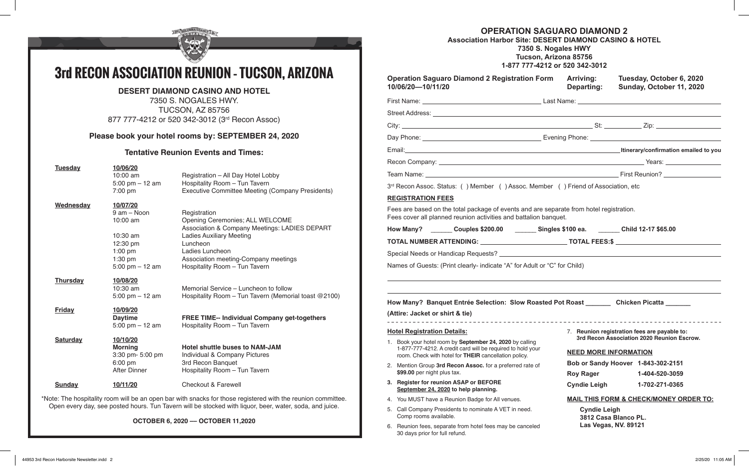# 3rd RECON ASSOCIATION REUNION - TUCSON, ARIZONA

**DESERT DIAMOND CASINO AND HOTEL**
7350 S. NOGALES HWY.
TUCSON, AZ 85756
877 777-4212 or 520 342-3012 (3rd Recon Assoc)

**Please book your hotel rooms by: SEPTEMBER 24, 2020**

**Tentative Reunion Events and Times:**

| | | |
|---|---|---|
| **Tuesday** | **10/06/20** | |
| | 10:00 am | Registration – All Day Hotel Lobby |
| | 5:00 pm – 12 am | Hospitality Room – Tun Tavern |
| | 7:00 pm | Executive Committee Meeting (Company Presidents) |
| **Wednesday** | **10/07/20** | |
| | 9 am – Noon | Registration |
| | 10:00 am | Opening Ceremonies; ALL WELCOME Association & Company Meetings: LADIES DEPART |
| | 10:30 am | Ladies Auxiliary Meeting |
| | 12:30 pm | Luncheon |
| | 1:00 pm | Ladies Luncheon |
| | 1:30 pm | Association meeting-Company meetings |
| | 5:00 pm – 12 am | Hospitality Room – Tun Tavern |
| **Thursday** | **10/08/20** | |
| | 10:30 am | Memorial Service – Luncheon to follow |
| | 5:00 pm – 12 am | Hospitality Room – Tun Tavern (Memorial toast @2100) |
| **Friday** | **10/09/20** | |
| | **Daytime** | **FREE TIME-- Individual Company get-togethers** |
| | 5:00 pm – 12 am | Hospitality Room – Tun Tavern |
| **Saturday** | **10/10/20** | |
| | **Morning** | **Hotel shuttle buses to NAM-JAM** |
| | 3:30 pm- 5:00 pm | Individual & Company Pictures |
| | 6:00 pm | 3rd Recon Banquet |
| | After Dinner | Hospitality Room – Tun Tavern |
| **Sunday** | **10/11/20** | Checkout & Farewell |

*Note: The hospitality room will be an open bar with snacks for those registered with the reunion committee. Open every day, see posted hours. Tun Tavern will be stocked with liquor, beer, water, soda, and juice.

**OCTOBER 6, 2020 — OCTOBER 11,2020**

## OPERATION SAGUARO DIAMOND 2

**Association Harbor Site: DESERT DIAMOND CASINO & HOTEL**
**7350 S. Nogales HWY**
**Tucson, Arizona 85756**
**1-877 777-4212 or 520 342-3012**

**Operation Saguaro Diamond 2 Registration Form 10/06/20—10/11/20** **Arriving: Tuesday, October 6, 2020** **Departing: Sunday, October 11, 2020**

First Name: ______________ Last Name: ______________

Street Address: ______________

City: ______________ St: ______ Zip: ______________

Day Phone: ______________ Evening Phone: ______________

Email: ______________ **Itinerary/confirmation emailed to you**

Recon Company: ______________ Years: ______________

Team Name: ______________ First Reunion? ______________

3rd Recon Assoc. Status: ( ) Member ( ) Assoc. Member ( ) Friend of Association, etc

**REGISTRATION FEES**

Fees are based on the total package of events and are separate from hotel registration.
Fees cover all planned reunion activities and battalion banquet.

**How Many?** ______ **Couples $200.00** ______ **Singles $100 ea.** ______ **Child 12-17 $65.00**

**TOTAL NUMBER ATTENDING:** ______________ **TOTAL FEES:$** ______________

Special Needs or Handicap Requests? ______________

Names of Guests: (Print clearly- indicate "A" for Adult or "C" for Child)

______________

______________

**How Many? Banquet Entrée Selection: Slow Roasted Pot Roast** _______ **Chicken Picatta** _______

**(Attire: Jacket or shirt & tie)**

**Hotel Registration Details:**

1. Book your hotel room by **September 24, 2020** by calling 1-877-777-4212. A credit card will be required to hold your room. Check with hotel for **THEIR** cancellation policy.
2. Mention Group **3rd Recon Assoc.** for a preferred rate of **$99.00** per night plus tax.
3. **Register for reunion ASAP or BEFORE September 24, 2020 to help planning.**
4. You MUST have a Reunion Badge for All venues.
5. Call Company Presidents to nominate A VET in need. Comp rooms available.
6. Reunion fees, separate from hotel fees may be canceled 30 days prior for full refund.
7. **Reunion registration fees are payable to: 3rd Recon Association 2020 Reunion Escrow.**

**NEED MORE INFORMATION**

**Bob or Sandy Hoover 1-843-302-2151**
**Roy Rager 1-404-520-3059**
**Cyndie Leigh 1-702-271-0365**

**MAIL THIS FORM & CHECK/MONEY ORDER TO:**

**Cyndie Leigh**
**3812 Casa Blanco PL.**
**Las Vegas, NV. 89121**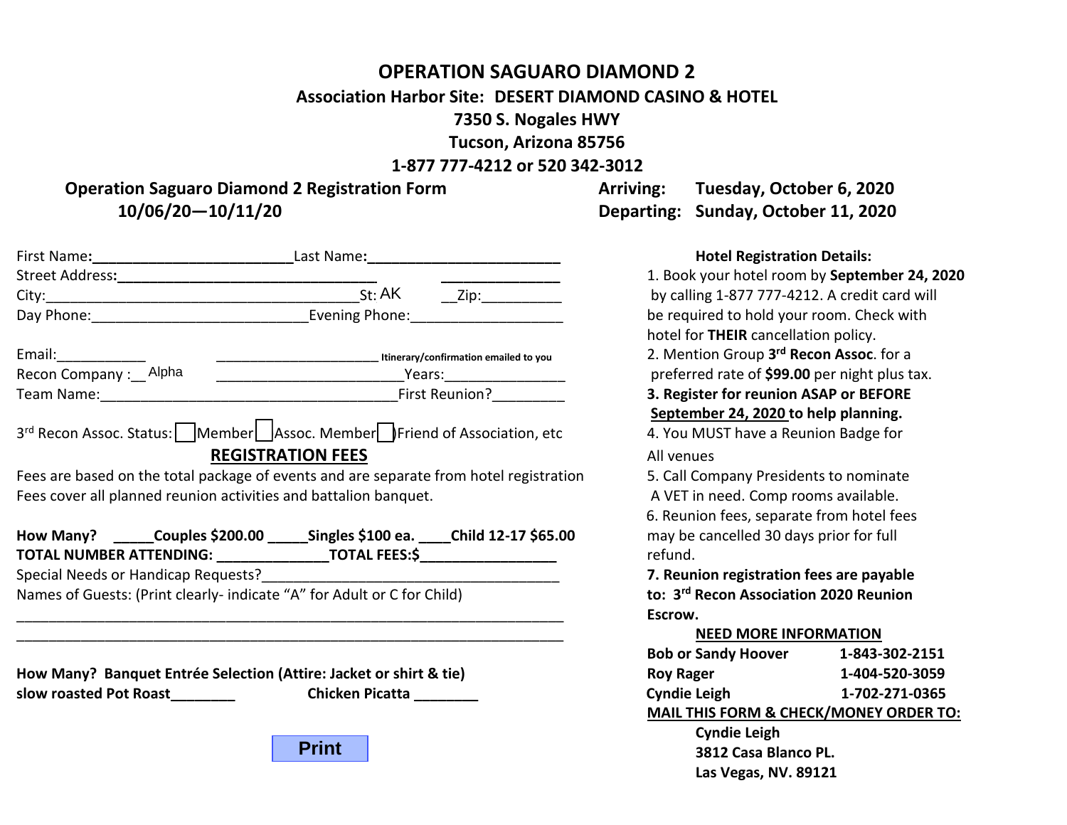# OPERATION SAGUARO DIAMOND 2

**Association Harbor Site: DESERT DIAMOND CASINO & HOTEL**

**7350 S. Nogales HWY**

**Tucson, Arizona 85756**

**1-877 777-4212 or 520 342-3012**

**Operation Saguaro Diamond 2 Registration Form**
**10/06/20—10/11/20**

**Arriving: Tuesday, October 6, 2020**
**Departing: Sunday, October 11, 2020**

First Name:________________________ Last Name:________________________

Street Address:________________________________ ______________

City:______________________________________ St: AK __Zip:__________

Day Phone:__________________________ Evening Phone:__________________

Email:___________ ______________________ Itinerary/confirmation emailed to you

Recon Company :__ Alpha ______________________ Years:_______________

Team Name:______________________________________ First Reunion?_________

3rd Recon Assoc. Status: ☐ Member ☐ Assoc. Member ☐ Friend of Association, etc

## REGISTRATION FEES

Fees are based on the total package of events and are separate from hotel registration
Fees cover all planned reunion activities and battalion banquet.

**How Many? _____Couples $200.00 _____Singles $100 ea. ____Child 12-17 $65.00**
**TOTAL NUMBER ATTENDING: ______________ TOTAL FEES:$_________________**

Special Needs or Handicap Requests?_____________________________________

Names of Guests: (Print clearly- indicate "A" for Adult or C for Child)

____________________________________________________________________

____________________________________________________________________

**How Many? Banquet Entrée Selection (Attire: Jacket or shirt & tie)**
**slow roasted Pot Roast________ Chicken Picatta ________**

Print

**Hotel Registration Details:**

1. Book your hotel room by **September 24, 2020** by calling 1-877 777-4212. A credit card will be required to hold your room. Check with hotel for **THEIR** cancellation policy.
2. Mention Group **3rd Recon Assoc**. for a preferred rate of **$99.00** per night plus tax.
3. **Register for reunion ASAP or BEFORE September 24, 2020 to help planning.**
4. You MUST have a Reunion Badge for All venues
5. Call Company Presidents to nominate A VET in need. Comp rooms available.
6. Reunion fees, separate from hotel fees may be cancelled 30 days prior for full refund.
7. **Reunion registration fees are payable to: 3rd Recon Association 2020 Reunion Escrow.**

**NEED MORE INFORMATION**

| | |
|---|---|
| **Bob or Sandy Hoover** | **1-843-302-2151** |
| **Roy Rager** | **1-404-520-3059** |
| **Cyndie Leigh** | **1-702-271-0365** |

**MAIL THIS FORM & CHECK/MONEY ORDER TO:**

**Cyndie Leigh**
**3812 Casa Blanco PL.**
**Las Vegas, NV. 89121**